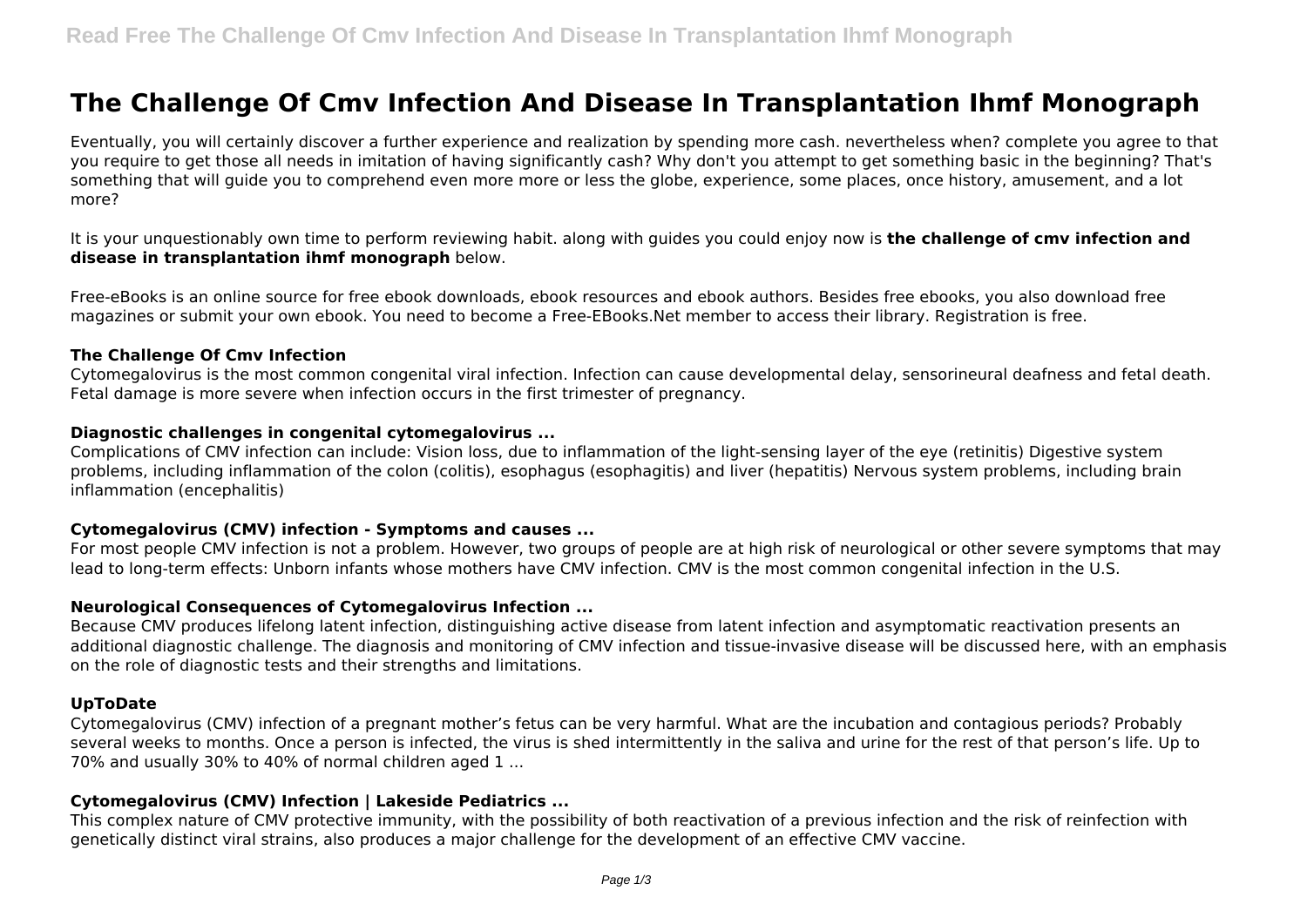# The Challenge Of Cmv Infection And Disease In Transplantation Ihmf Monograph

Eventually, you will certainly discover a further experience and realization by spending more cash. nevertheless when? complete you agree to that you require to get those all needs in imitation of having significantly cash? Why don't you attempt to get something basic in the beginning? That's something that will guide you to comprehend even more more or less the globe, experience, some places, once history, amusement, and a lot more?

It is your unquestionably own time to perform reviewing habit. along with guides you could enjoy now is **the challenge of cmv infection and disease in transplantation ihmf monograph** below.

Free-eBooks is an online source for free ebook downloads, ebook resources and ebook authors. Besides free ebooks, you also download free magazines or submit your own ebook. You need to become a Free-EBooks.Net member to access their library. Registration is free.

### The Challenge Of Cmv Infection

Cytomegalovirus is the most common congenital viral infection. Infection can cause developmental delay, sensorineural deafness and fetal death. Fetal damage is more severe when infection occurs in the first trimester of pregnancy.

### Diagnostic challenges in congenital cytomegalovirus ...

Complications of CMV infection can include: Vision loss, due to inflammation of the light-sensing layer of the eye (retinitis) Digestive system problems, including inflammation of the colon (colitis), esophagus (esophagitis) and liver (hepatitis) Nervous system problems, including brain inflammation (encephalitis)

### Cytomegalovirus (CMV) infection - Symptoms and causes ...

For most people CMV infection is not a problem. However, two groups of people are at high risk of neurological or other severe symptoms that may lead to long-term effects: Unborn infants whose mothers have CMV infection. CMV is the most common congenital infection in the U.S.

### Neurological Consequences of Cytomegalovirus Infection ...

Because CMV produces lifelong latent infection, distinguishing active disease from latent infection and asymptomatic reactivation presents an additional diagnostic challenge. The diagnosis and monitoring of CMV infection and tissue-invasive disease will be discussed here, with an emphasis on the role of diagnostic tests and their strengths and limitations.

### UpToDate

Cytomegalovirus (CMV) infection of a pregnant mother's fetus can be very harmful. What are the incubation and contagious periods? Probably several weeks to months. Once a person is infected, the virus is shed intermittently in the saliva and urine for the rest of that person's life. Up to 70% and usually 30% to 40% of normal children aged 1 ...

### Cytomegalovirus (CMV) Infection | Lakeside Pediatrics ...

This complex nature of CMV protective immunity, with the possibility of both reactivation of a previous infection and the risk of reinfection with genetically distinct viral strains, also produces a major challenge for the development of an effective CMV vaccine.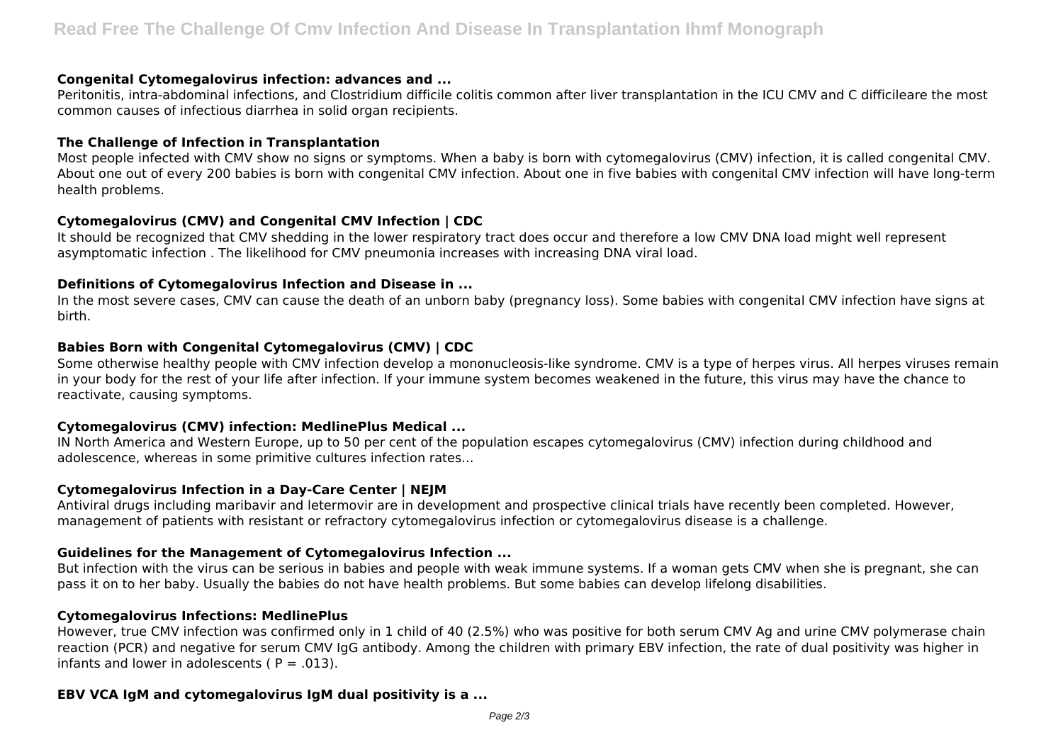**Congenital Cytomegalovirus infection: advances and ...**

Peritonitis, intra-abdominal infections, and Clostridium difficile colitis common after liver transplantation in the ICU CMV and C difficileare the most common causes of infectious diarrhea in solid organ recipients.

**The Challenge of Infection in Transplantation**

Most people infected with CMV show no signs or symptoms. When a baby is born with cytomegalovirus (CMV) infection, it is called congenital CMV. About one out of every 200 babies is born with congenital CMV infection. About one in five babies with congenital CMV infection will have long-term health problems.

**Cytomegalovirus (CMV) and Congenital CMV Infection | CDC**

It should be recognized that CMV shedding in the lower respiratory tract does occur and therefore a low CMV DNA load might well represent asymptomatic infection . The likelihood for CMV pneumonia increases with increasing DNA viral load.

**Definitions of Cytomegalovirus Infection and Disease in ...**

In the most severe cases, CMV can cause the death of an unborn baby (pregnancy loss). Some babies with congenital CMV infection have signs at birth.

**Babies Born with Congenital Cytomegalovirus (CMV) | CDC**

Some otherwise healthy people with CMV infection develop a mononucleosis-like syndrome. CMV is a type of herpes virus. All herpes viruses remain in your body for the rest of your life after infection. If your immune system becomes weakened in the future, this virus may have the chance to reactivate, causing symptoms.

**Cytomegalovirus (CMV) infection: MedlinePlus Medical ...**

IN North America and Western Europe, up to 50 per cent of the population escapes cytomegalovirus (CMV) infection during childhood and adolescence, whereas in some primitive cultures infection rates...

**Cytomegalovirus Infection in a Day-Care Center | NEJM**

Antiviral drugs including maribavir and letermovir are in development and prospective clinical trials have recently been completed. However, management of patients with resistant or refractory cytomegalovirus infection or cytomegalovirus disease is a challenge.

**Guidelines for the Management of Cytomegalovirus Infection ...**

But infection with the virus can be serious in babies and people with weak immune systems. If a woman gets CMV when she is pregnant, she can pass it on to her baby. Usually the babies do not have health problems. But some babies can develop lifelong disabilities.

**Cytomegalovirus Infections: MedlinePlus**

However, true CMV infection was confirmed only in 1 child of 40 (2.5%) who was positive for both serum CMV Ag and urine CMV polymerase chain reaction (PCR) and negative for serum CMV IgG antibody. Among the children with primary EBV infection, the rate of dual positivity was higher in infants and lower in adolescents ( $P = .013$).

**EBV VCA IgM and cytomegalovirus IgM dual positivity is a ...**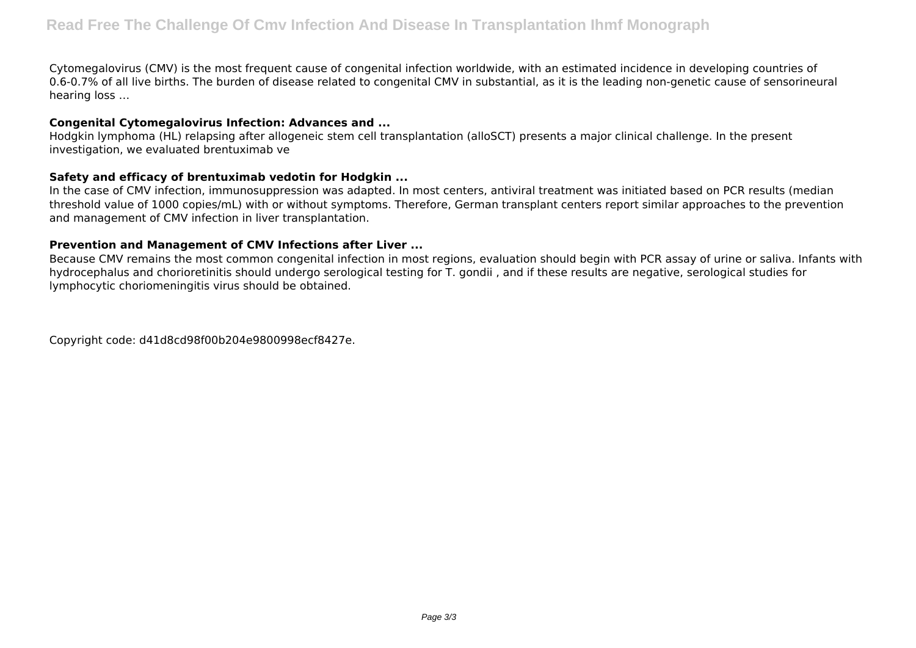Cytomegalovirus (CMV) is the most frequent cause of congenital infection worldwide, with an estimated incidence in developing countries of 0.6-0.7% of all live births. The burden of disease related to congenital CMV in substantial, as it is the leading non-genetic cause of sensorineural hearing loss …

**Congenital Cytomegalovirus Infection: Advances and ...**

Hodgkin lymphoma (HL) relapsing after allogeneic stem cell transplantation (alloSCT) presents a major clinical challenge. In the present investigation, we evaluated brentuximab ve

**Safety and efficacy of brentuximab vedotin for Hodgkin ...**

In the case of CMV infection, immunosuppression was adapted. In most centers, antiviral treatment was initiated based on PCR results (median threshold value of 1000 copies/mL) with or without symptoms. Therefore, German transplant centers report similar approaches to the prevention and management of CMV infection in liver transplantation.

**Prevention and Management of CMV Infections after Liver ...**

Because CMV remains the most common congenital infection in most regions, evaluation should begin with PCR assay of urine or saliva. Infants with hydrocephalus and chorioretinitis should undergo serological testing for T. gondii , and if these results are negative, serological studies for lymphocytic choriomeningitis virus should be obtained.

Copyright code: d41d8cd98f00b204e9800998ecf8427e.